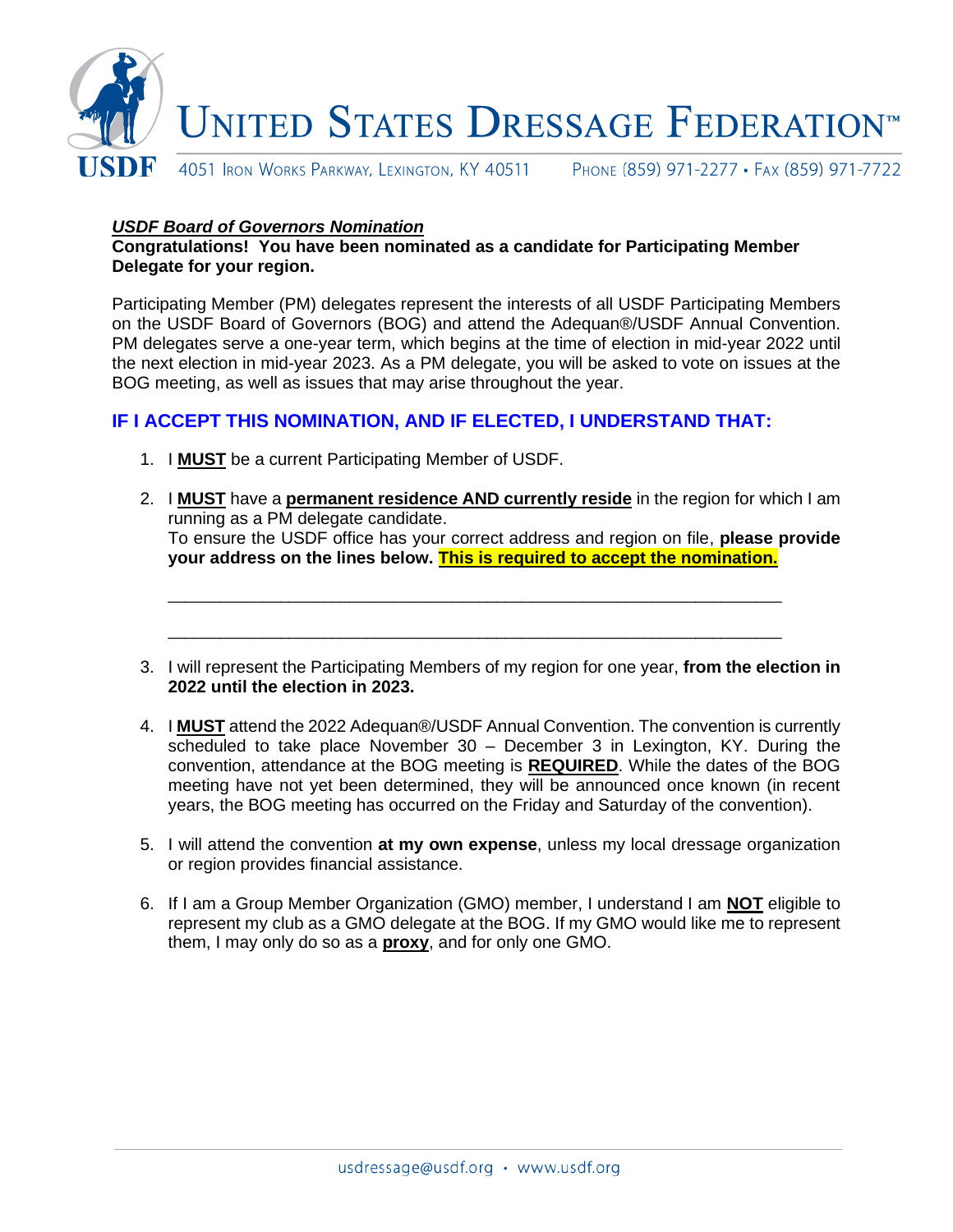# UNITED STATES DRESSAGE FEDERATION™

USDF

4051 Iron Works Parkway, Lexington, KY 40511 Phone (859) 971-2277 • Fax (859) 971-7722

***USDF Board of Governors Nomination***

**Congratulations! You have been nominated as a candidate for Participating Member Delegate for your region.**

Participating Member (PM) delegates represent the interests of all USDF Participating Members on the USDF Board of Governors (BOG) and attend the Adequan®/USDF Annual Convention. PM delegates serve a one-year term, which begins at the time of election in mid-year 2022 until the next election in mid-year 2023. As a PM delegate, you will be asked to vote on issues at the BOG meeting, as well as issues that may arise throughout the year.

## IF I ACCEPT THIS NOMINATION, AND IF ELECTED, I UNDERSTAND THAT:

1. I **MUST** be a current Participating Member of USDF.
2. I **MUST** have a **permanent residence AND currently reside** in the region for which I am running as a PM delegate.
   To ensure the USDF office has your correct address and region on file, **please provide your address on the lines below. This is required to accept the nomination.**

   ______________________________________________________________________

   ______________________________________________________________________

3. I will represent the Participating Members of my region for one year, **from the election in 2022 until the election in 2023.**
4. I **MUST** attend the 2022 Adequan®/USDF Annual Convention. The convention is currently scheduled to take place November 30 – December 3 in Lexington, KY. During the convention, attendance at the BOG meeting is **REQUIRED**. While the dates of the BOG meeting have not yet been determined, they will be announced once known (in recent years, the BOG meeting has occurred on the Friday and Saturday of the convention).
5. I will attend the convention **at my own expense**, unless my local dressage organization or region provides financial assistance.
6. If I am a Group Member Organization (GMO) member, I understand I am **NOT** eligible to represent my club as a GMO delegate at the BOG. If my GMO would like me to represent them, I may only do so as a **proxy**, and for only one GMO.

usdressage@usdf.org • www.usdf.org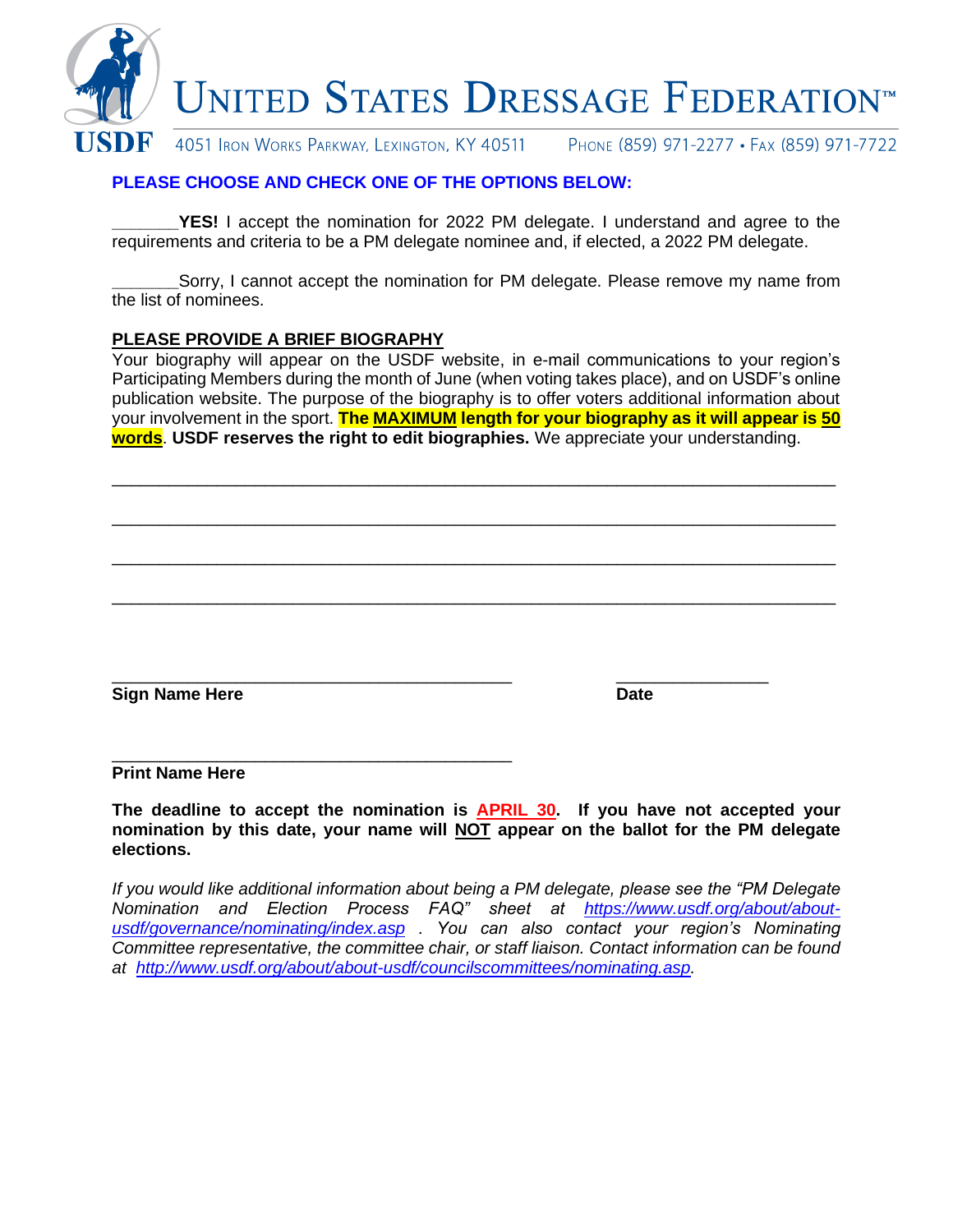# UNITED STATES DRESSAGE FEDERATION™

USDF

4051 IRON WORKS PARKWAY, LEXINGTON, KY 40511 PHONE (859) 971-2277 • FAX (859) 971-7722

**PLEASE CHOOSE AND CHECK ONE OF THE OPTIONS BELOW:**

_______**YES!** I accept the nomination for 2022 PM delegate. I understand and agree to the requirements and criteria to be a PM delegate nominee and, if elected, a 2022 PM delegate.

_______Sorry, I cannot accept the nomination for PM delegate. Please remove my name from the list of nominees.

**PLEASE PROVIDE A BRIEF BIOGRAPHY**

Your biography will appear on the USDF website, in e-mail communications to your region's Participating Members during the month of June (when voting takes place), and on USDF's online publication website. The purpose of the biography is to offer voters additional information about your involvement in the sport. **The MAXIMUM length for your biography as it will appear is 50 words**. **USDF reserves the right to edit biographies.** We appreciate your understanding.

_____________________________________________________________________________

_____________________________________________________________________________

_____________________________________________________________________________

_____________________________________________________________________________

__________________________________________ ________________

**Sign Name Here** **Date**

__________________________________________

**Print Name Here**

**The deadline to accept the nomination is APRIL 30. If you have not accepted your nomination by this date, your name will NOT appear on the ballot for the PM delegate elections.**

*If you would like additional information about being a PM delegate, please see the "PM Delegate Nomination and Election Process FAQ" sheet at https://www.usdf.org/about/about-usdf/governance/nominating/index.asp . You can also contact your region's Nominating Committee representative, the committee chair, or staff liaison. Contact information can be found at http://www.usdf.org/about/about-usdf/councilscommittees/nominating.asp.*